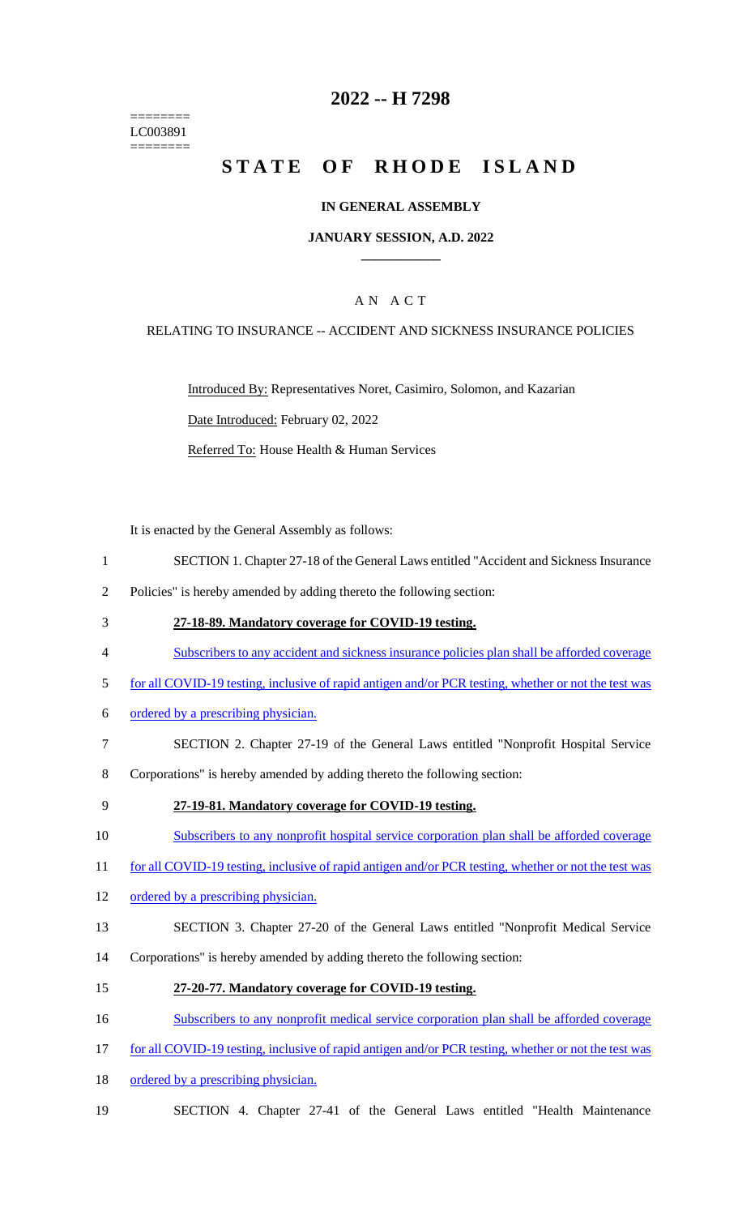========
LC003891
========

# 2022 -- H 7298

# STATE OF RHODE ISLAND

## IN GENERAL ASSEMBLY

### JANUARY SESSION, A.D. 2022

## A N A C T

RELATING TO INSURANCE -- ACCIDENT AND SICKNESS INSURANCE POLICIES

Introduced By: Representatives Noret, Casimiro, Solomon, and Kazarian

Date Introduced: February 02, 2022

Referred To: House Health & Human Services

It is enacted by the General Assembly as follows:

1 SECTION 1. Chapter 27-18 of the General Laws entitled "Accident and Sickness Insurance
2 Policies" is hereby amended by adding thereto the following section:

3 **27-18-89. Mandatory coverage for COVID-19 testing.**

4 Subscribers to any accident and sickness insurance policies plan shall be afforded coverage
5 for all COVID-19 testing, inclusive of rapid antigen and/or PCR testing, whether or not the test was
6 ordered by a prescribing physician.

7 SECTION 2. Chapter 27-19 of the General Laws entitled "Nonprofit Hospital Service
8 Corporations" is hereby amended by adding thereto the following section:

9 **27-19-81. Mandatory coverage for COVID-19 testing.**

10 Subscribers to any nonprofit hospital service corporation plan shall be afforded coverage
11 for all COVID-19 testing, inclusive of rapid antigen and/or PCR testing, whether or not the test was
12 ordered by a prescribing physician.

13 SECTION 3. Chapter 27-20 of the General Laws entitled "Nonprofit Medical Service
14 Corporations" is hereby amended by adding thereto the following section:

15 **27-20-77. Mandatory coverage for COVID-19 testing.**

16 Subscribers to any nonprofit medical service corporation plan shall be afforded coverage
17 for all COVID-19 testing, inclusive of rapid antigen and/or PCR testing, whether or not the test was
18 ordered by a prescribing physician.

19 SECTION 4. Chapter 27-41 of the General Laws entitled "Health Maintenance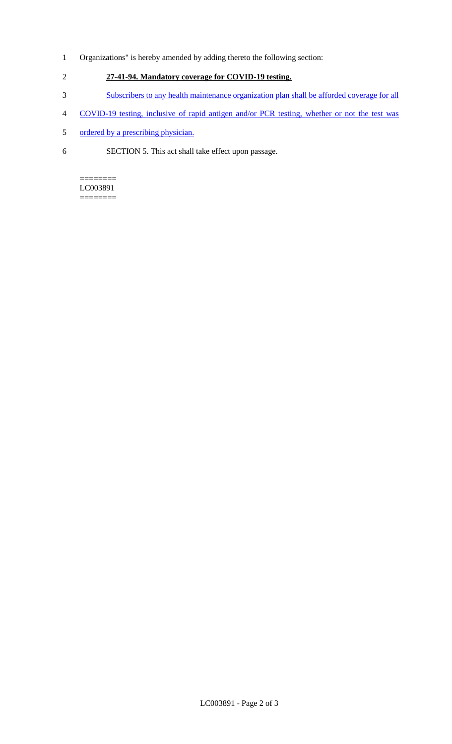Organizations" is hereby amended by adding thereto the following section:

**27-41-94. Mandatory coverage for COVID-19 testing.**

Subscribers to any health maintenance organization plan shall be afforded coverage for all COVID-19 testing, inclusive of rapid antigen and/or PCR testing, whether or not the test was ordered by a prescribing physician.

SECTION 5. This act shall take effect upon passage.

========
LC003891
========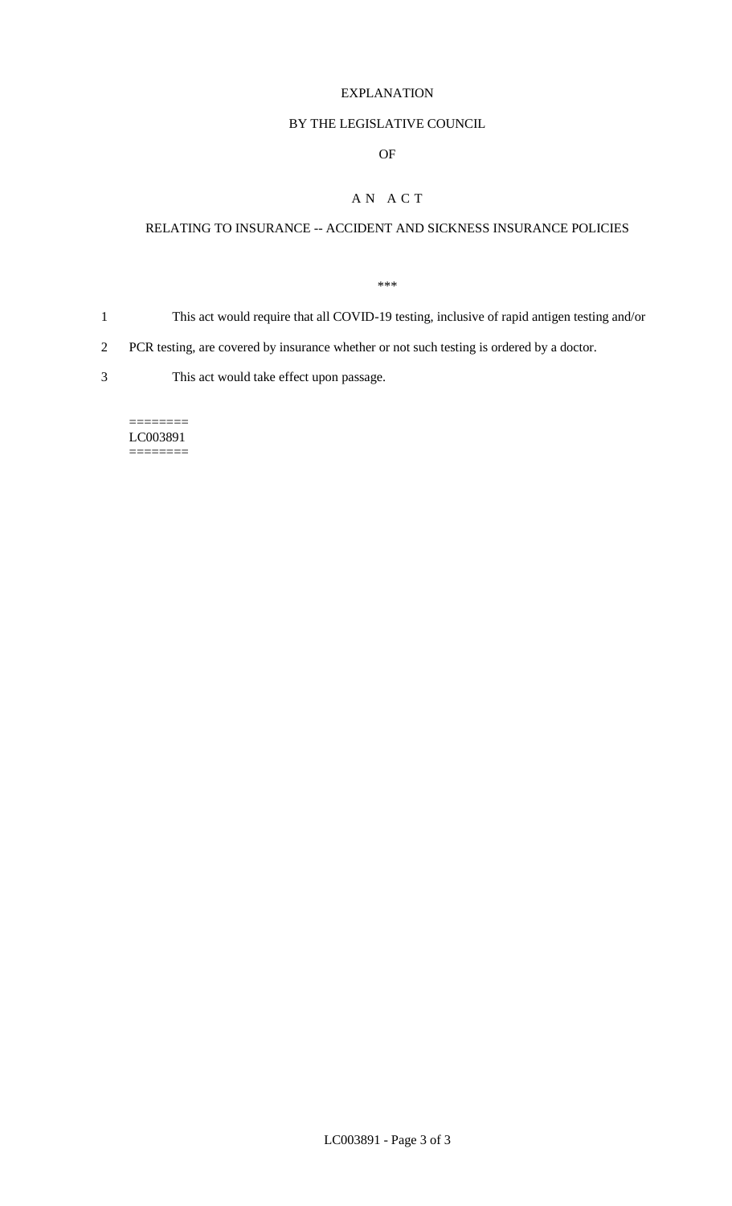EXPLANATION

BY THE LEGISLATIVE COUNCIL

OF

A N A C T

RELATING TO INSURANCE -- ACCIDENT AND SICKNESS INSURANCE POLICIES

***

1 This act would require that all COVID-19 testing, inclusive of rapid antigen testing and/or
2 PCR testing, are covered by insurance whether or not such testing is ordered by a doctor.
3 This act would take effect upon passage.

========
LC003891
========